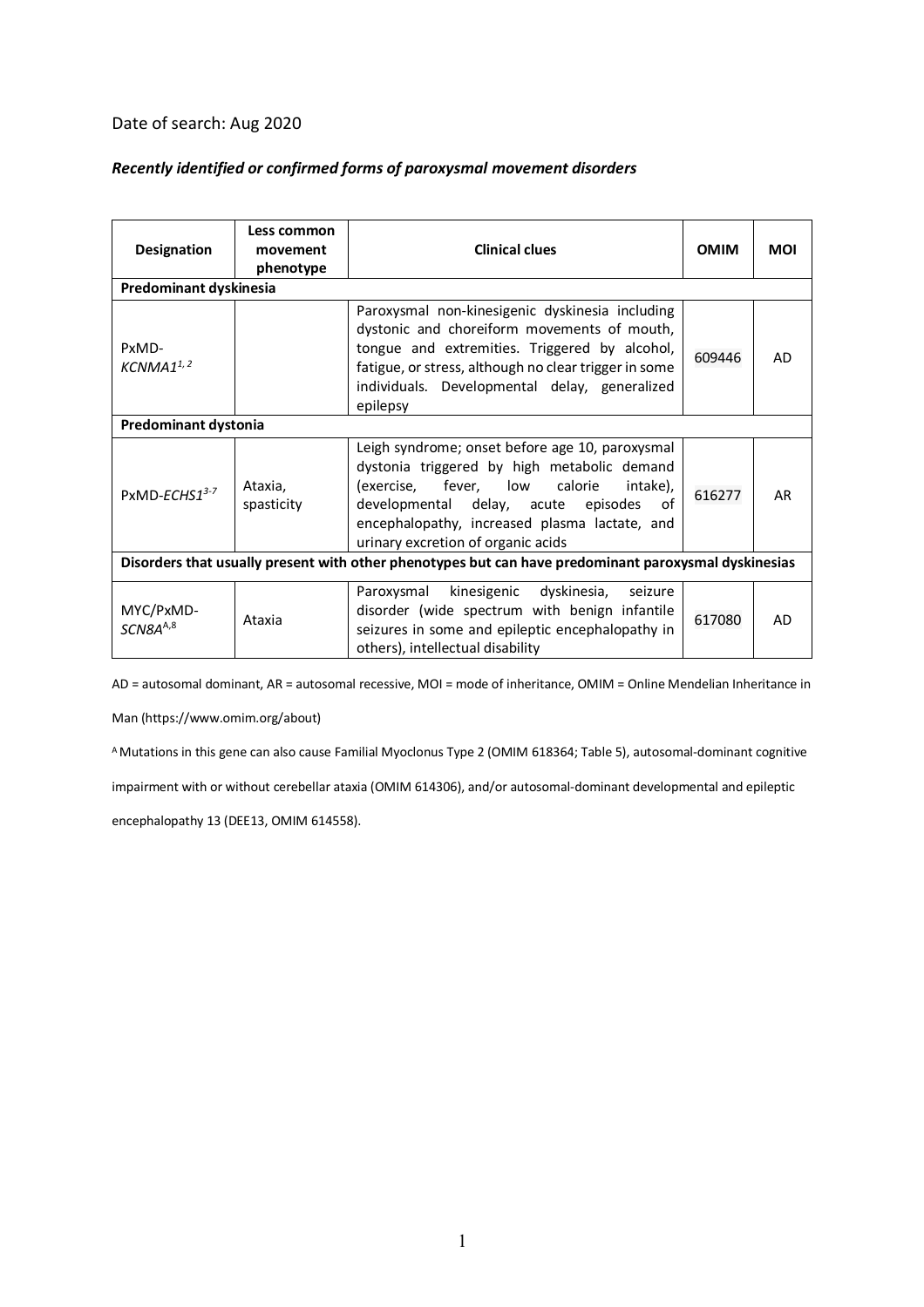Date of search: Aug 2020

***Recently identified or confirmed forms of paroxysmal movement disorders***

| Designation | Less common movement phenotype | Clinical clues | OMIM | MOI |
|---|---|---|---|---|
| **Predominant dyskinesia** | | | | |
| PxMD-*KCNMA1*[1, 2] | | Paroxysmal non-kinesigenic dyskinesia including dystonic and choreiform movements of mouth, tongue and extremities. Triggered by alcohol, fatigue, or stress, although no clear trigger in some individuals. Developmental delay, generalized epilepsy | 609446 | AD |
| **Predominant dystonia** | | | | |
| PxMD-*ECHS1*[3-7] | Ataxia, spasticity | Leigh syndrome; onset before age 10, paroxysmal dystonia triggered by high metabolic demand (exercise, fever, low calorie intake), developmental delay, acute episodes of encephalopathy, increased plasma lactate, and urinary excretion of organic acids | 616277 | AR |
| **Disorders that usually present with other phenotypes but can have predominant paroxysmal dyskinesias** | | | | |
| MYC/PxMD-*SCN8A*[A,8] | Ataxia | Paroxysmal kinesigenic dyskinesia, seizure disorder (wide spectrum with benign infantile seizures in some and epileptic encephalopathy in others), intellectual disability | 617080 | AD |

AD = autosomal dominant, AR = autosomal recessive, MOI = mode of inheritance, OMIM = Online Mendelian Inheritance in Man (https://www.omim.org/about)

[A] Mutations in this gene can also cause Familial Myoclonus Type 2 (OMIM 618364; Table 5), autosomal-dominant cognitive impairment with or without cerebellar ataxia (OMIM 614306), and/or autosomal-dominant developmental and epileptic encephalopathy 13 (DEE13, OMIM 614558).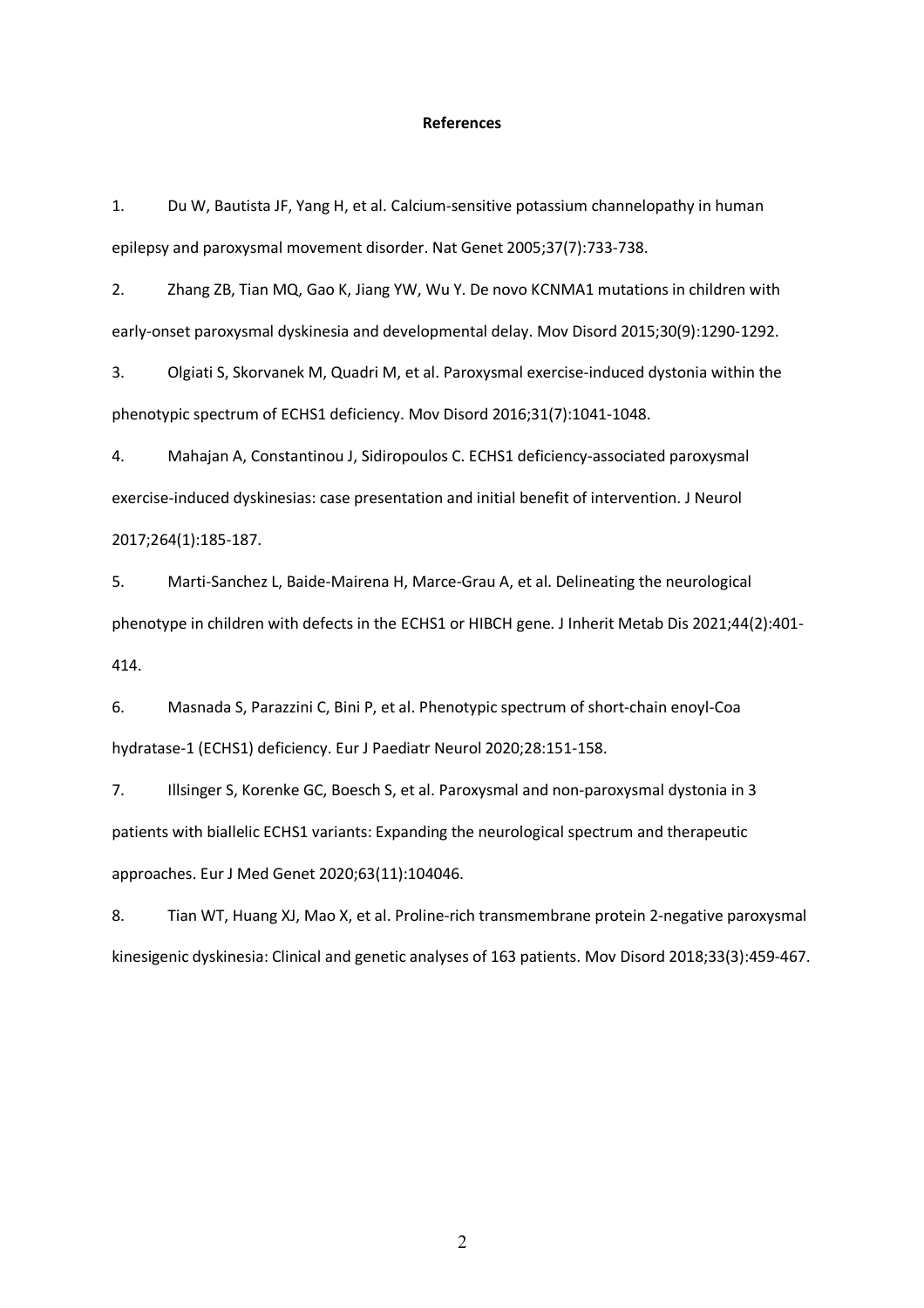**References**

1. Du W, Bautista JF, Yang H, et al. Calcium-sensitive potassium channelopathy in human epilepsy and paroxysmal movement disorder. Nat Genet 2005;37(7):733-738.

2. Zhang ZB, Tian MQ, Gao K, Jiang YW, Wu Y. De novo KCNMA1 mutations in children with early-onset paroxysmal dyskinesia and developmental delay. Mov Disord 2015;30(9):1290-1292.

3. Olgiati S, Skorvanek M, Quadri M, et al. Paroxysmal exercise-induced dystonia within the phenotypic spectrum of ECHS1 deficiency. Mov Disord 2016;31(7):1041-1048.

4. Mahajan A, Constantinou J, Sidiropoulos C. ECHS1 deficiency-associated paroxysmal exercise-induced dyskinesias: case presentation and initial benefit of intervention. J Neurol 2017;264(1):185-187.

5. Marti-Sanchez L, Baide-Mairena H, Marce-Grau A, et al. Delineating the neurological phenotype in children with defects in the ECHS1 or HIBCH gene. J Inherit Metab Dis 2021;44(2):401-414.

6. Masnada S, Parazzini C, Bini P, et al. Phenotypic spectrum of short-chain enoyl-Coa hydratase-1 (ECHS1) deficiency. Eur J Paediatr Neurol 2020;28:151-158.

7. Illsinger S, Korenke GC, Boesch S, et al. Paroxysmal and non-paroxysmal dystonia in 3 patients with biallelic ECHS1 variants: Expanding the neurological spectrum and therapeutic approaches. Eur J Med Genet 2020;63(11):104046.

8. Tian WT, Huang XJ, Mao X, et al. Proline-rich transmembrane protein 2-negative paroxysmal kinesigenic dyskinesia: Clinical and genetic analyses of 163 patients. Mov Disord 2018;33(3):459-467.